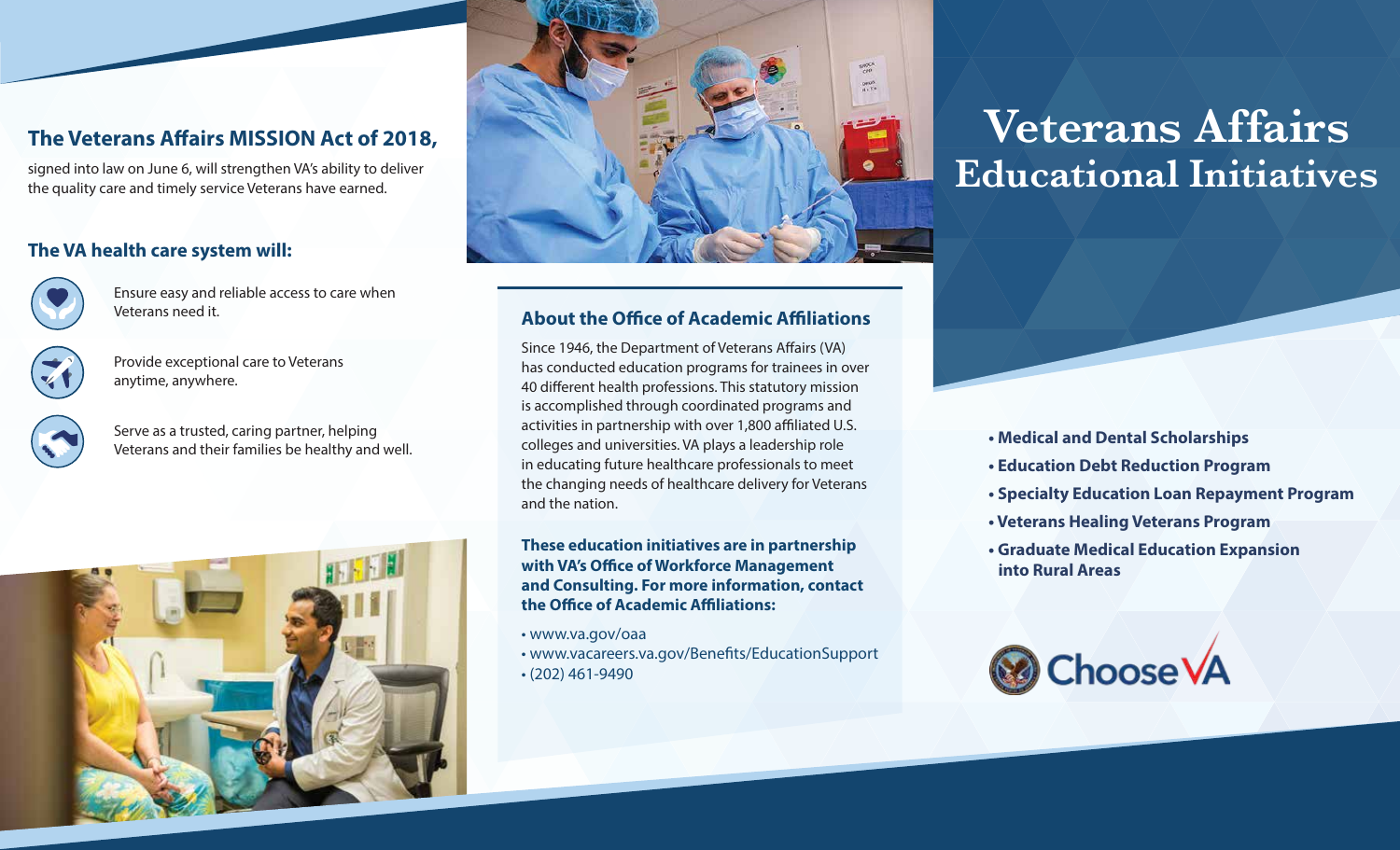## The Veterans Affairs MISSION Act of 2018,

signed into law on June 6, will strengthen VA's ability to deliver the quality care and timely service Veterans have earned.

### The VA health care system will:

- Ensure easy and reliable access to care when Veterans need it.
- Provide exceptional care to Veterans anytime, anywhere.
- Serve as a trusted, caring partner, helping Veterans and their families be healthy and well.

### About the Office of Academic Affiliations

Since 1946, the Department of Veterans Affairs (VA) has conducted education programs for trainees in over 40 different health professions. This statutory mission is accomplished through coordinated programs and activities in partnership with over 1,800 affiliated U.S. colleges and universities. VA plays a leadership role in educating future healthcare professionals to meet the changing needs of healthcare delivery for Veterans and the nation.

**These education initiatives are in partnership with VA's Office of Workforce Management and Consulting. For more information, contact the Office of Academic Affiliations:**

- www.va.gov/oaa
- www.vacareers.va.gov/Benefits/EducationSupport
- (202) 461-9490

# Veterans Affairs Educational Initiatives

- **Medical and Dental Scholarships**
- **Education Debt Reduction Program**
- **Specialty Education Loan Repayment Program**
- **Veterans Healing Veterans Program**
- **Graduate Medical Education Expansion into Rural Areas**

Choose VA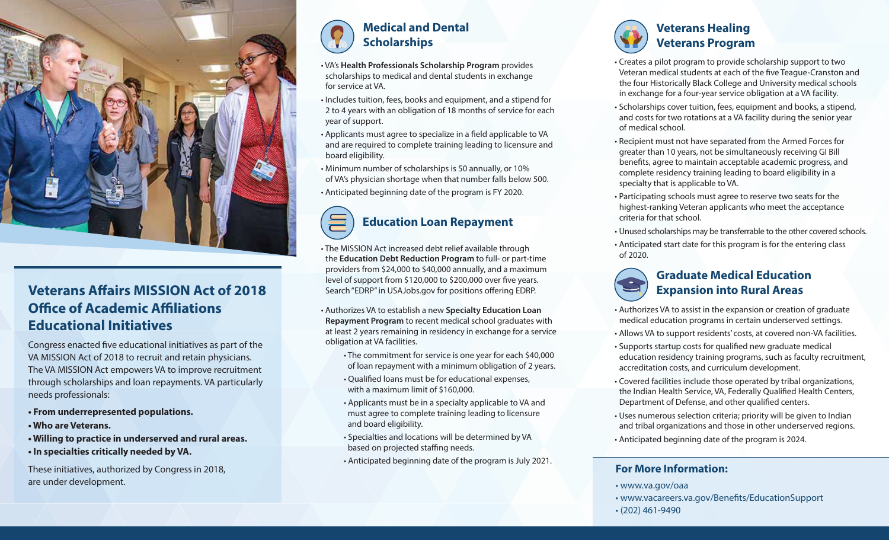## Veterans Affairs MISSION Act of 2018 Office of Academic Affiliations Educational Initiatives

Congress enacted five educational initiatives as part of the VA MISSION Act of 2018 to recruit and retain physicians. The VA MISSION Act empowers VA to improve recruitment through scholarships and loan repayments. VA particularly needs professionals:

- **From underrepresented populations.**
- **Who are Veterans.**
- **Willing to practice in underserved and rural areas.**
- **In specialties critically needed by VA.**

These initiatives, authorized by Congress in 2018, are under development.

### Medical and Dental Scholarships

- VA's **Health Professionals Scholarship Program** provides scholarships to medical and dental students in exchange for service at VA.
- Includes tuition, fees, books and equipment, and a stipend for 2 to 4 years with an obligation of 18 months of service for each year of support.
- Applicants must agree to specialize in a field applicable to VA and are required to complete training leading to licensure and board eligibility.
- Minimum number of scholarships is 50 annually, or 10% of VA's physician shortage when that number falls below 500.
- Anticipated beginning date of the program is FY 2020.

### Education Loan Repayment

- The MISSION Act increased debt relief available through the **Education Debt Reduction Program** to full- or part-time providers from $24,000 to $40,000 annually, and a maximum level of support from $120,000 to $200,000 over five years. Search "EDRP" in USAJobs.gov for positions offering EDRP.
- Authorizes VA to establish a new **Specialty Education Loan Repayment Program** to recent medical school graduates with at least 2 years remaining in residency in exchange for a service obligation at VA facilities.
  - The commitment for service is one year for each $40,000 of loan repayment with a minimum obligation of 2 years.
  - Qualified loans must be for educational expenses, with a maximum limit of $160,000.
  - Applicants must be in a specialty applicable to VA and must agree to complete training leading to licensure and board eligibility.
  - Specialties and locations will be determined by VA based on projected staffing needs.
  - Anticipated beginning date of the program is July 2021.

### Veterans Healing Veterans Program

- Creates a pilot program to provide scholarship support to two Veteran medical students at each of the five Teague-Cranston and the four Historically Black College and University medical schools in exchange for a four-year service obligation at a VA facility.
- Scholarships cover tuition, fees, equipment and books, a stipend, and costs for two rotations at a VA facility during the senior year of medical school.
- Recipient must not have separated from the Armed Forces for greater than 10 years, not be simultaneously receiving GI Bill benefits, agree to maintain acceptable academic progress, and complete residency training leading to board eligibility in a specialty that is applicable to VA.
- Participating schools must agree to reserve two seats for the highest-ranking Veteran applicants who meet the acceptance criteria for that school.
- Unused scholarships may be transferrable to the other covered schools.
- Anticipated start date for this program is for the entering class of 2020.

### Graduate Medical Education Expansion into Rural Areas

- Authorizes VA to assist in the expansion or creation of graduate medical education programs in certain underserved settings.
- Allows VA to support residents' costs, at covered non-VA facilities.
- Supports startup costs for qualified new graduate medical education residency training programs, such as faculty recruitment, accreditation costs, and curriculum development.
- Covered facilities include those operated by tribal organizations, the Indian Health Service, VA, Federally Qualified Health Centers, Department of Defense, and other qualified centers.
- Uses numerous selection criteria; priority will be given to Indian and tribal organizations and those in other underserved regions.
- Anticipated beginning date of the program is 2024.

### For More Information:

- www.va.gov/oaa
- www.vacareers.va.gov/Benefits/EducationSupport
- (202) 461-9490